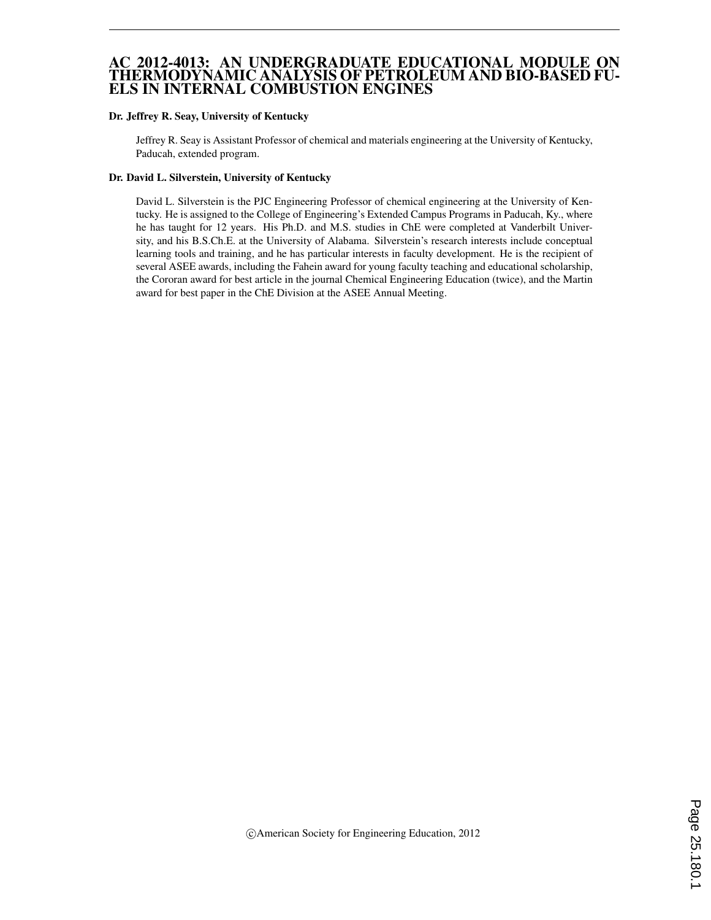# AC 2012-4013: AN UNDERGRADUATE EDUCATIONAL MODULE ON THERMODYNAMIC ANALYSIS OF PETROLEUM AND BIO-BASED FUELS IN INTERNAL COMBUSTION ENGINES

**Dr. Jeffrey R. Seay, University of Kentucky**

Jeffrey R. Seay is Assistant Professor of chemical and materials engineering at the University of Kentucky, Paducah, extended program.

**Dr. David L. Silverstein, University of Kentucky**

David L. Silverstein is the PJC Engineering Professor of chemical engineering at the University of Kentucky. He is assigned to the College of Engineering's Extended Campus Programs in Paducah, Ky., where he has taught for 12 years. His Ph.D. and M.S. studies in ChE were completed at Vanderbilt University, and his B.S.Ch.E. at the University of Alabama. Silverstein's research interests include conceptual learning tools and training, and he has particular interests in faculty development. He is the recipient of several ASEE awards, including the Fahein award for young faculty teaching and educational scholarship, the Cororan award for best article in the journal Chemical Engineering Education (twice), and the Martin award for best paper in the ChE Division at the ASEE Annual Meeting.

©American Society for Engineering Education, 2012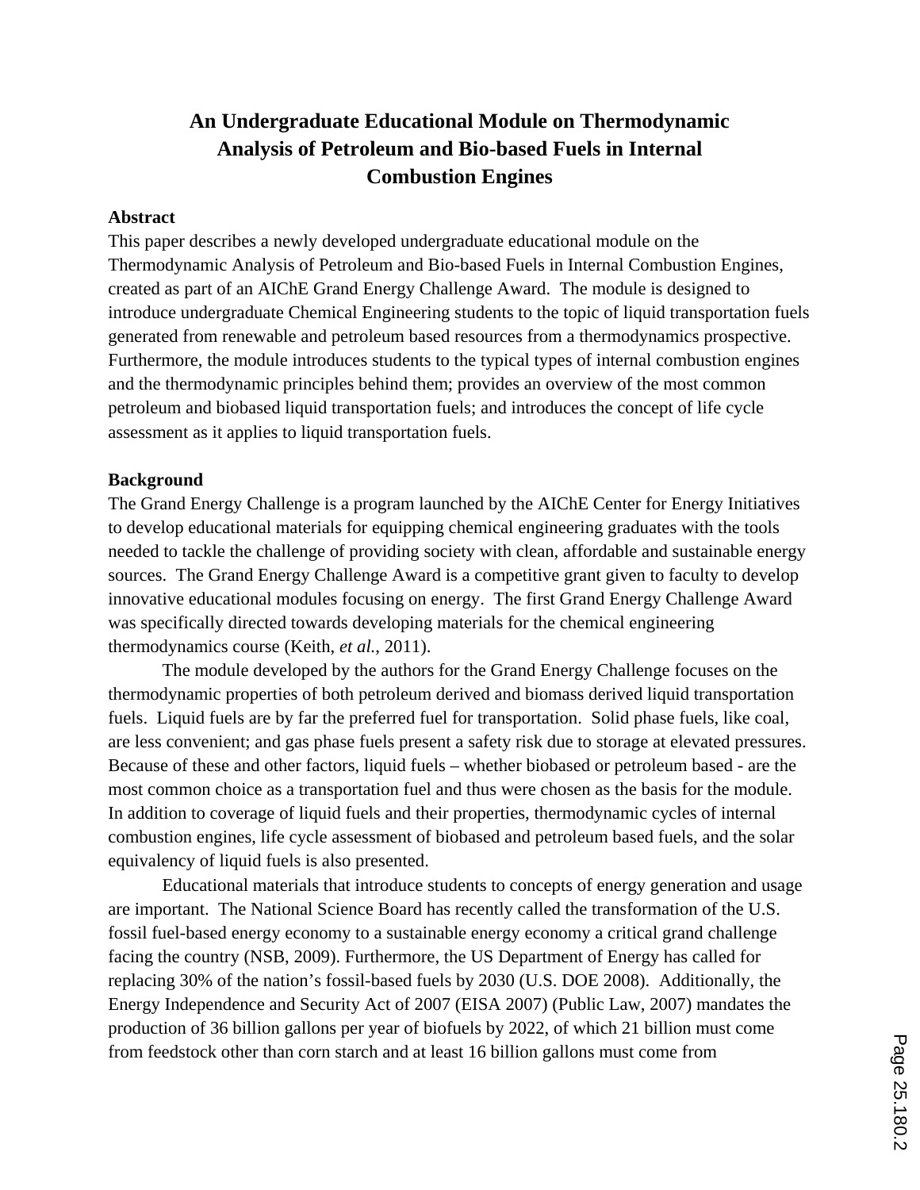# An Undergraduate Educational Module on Thermodynamic Analysis of Petroleum and Bio-based Fuels in Internal Combustion Engines

## Abstract

This paper describes a newly developed undergraduate educational module on the Thermodynamic Analysis of Petroleum and Bio-based Fuels in Internal Combustion Engines, created as part of an AIChE Grand Energy Challenge Award. The module is designed to introduce undergraduate Chemical Engineering students to the topic of liquid transportation fuels generated from renewable and petroleum based resources from a thermodynamics prospective. Furthermore, the module introduces students to the typical types of internal combustion engines and the thermodynamic principles behind them; provides an overview of the most common petroleum and biobased liquid transportation fuels; and introduces the concept of life cycle assessment as it applies to liquid transportation fuels.

## Background

The Grand Energy Challenge is a program launched by the AIChE Center for Energy Initiatives to develop educational materials for equipping chemical engineering graduates with the tools needed to tackle the challenge of providing society with clean, affordable and sustainable energy sources. The Grand Energy Challenge Award is a competitive grant given to faculty to develop innovative educational modules focusing on energy. The first Grand Energy Challenge Award was specifically directed towards developing materials for the chemical engineering thermodynamics course (Keith, *et al.*, 2011).

The module developed by the authors for the Grand Energy Challenge focuses on the thermodynamic properties of both petroleum derived and biomass derived liquid transportation fuels. Liquid fuels are by far the preferred fuel for transportation. Solid phase fuels, like coal, are less convenient; and gas phase fuels present a safety risk due to storage at elevated pressures. Because of these and other factors, liquid fuels – whether biobased or petroleum based - are the most common choice as a transportation fuel and thus were chosen as the basis for the module. In addition to coverage of liquid fuels and their properties, thermodynamic cycles of internal combustion engines, life cycle assessment of biobased and petroleum based fuels, and the solar equivalency of liquid fuels is also presented.

Educational materials that introduce students to concepts of energy generation and usage are important. The National Science Board has recently called the transformation of the U.S. fossil fuel-based energy economy to a sustainable energy economy a critical grand challenge facing the country (NSB, 2009). Furthermore, the US Department of Energy has called for replacing 30% of the nation's fossil-based fuels by 2030 (U.S. DOE 2008). Additionally, the Energy Independence and Security Act of 2007 (EISA 2007) (Public Law, 2007) mandates the production of 36 billion gallons per year of biofuels by 2022, of which 21 billion must come from feedstock other than corn starch and at least 16 billion gallons must come from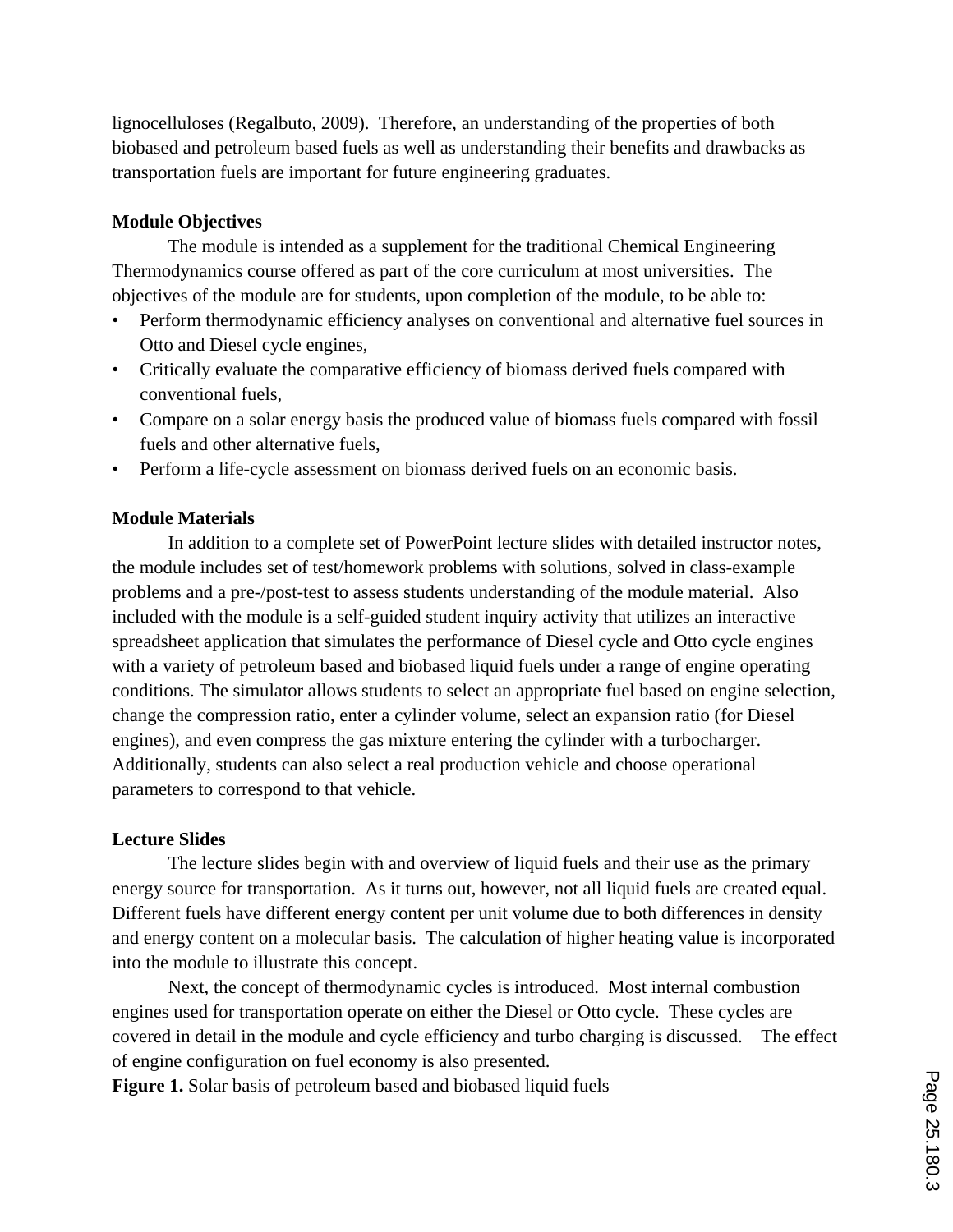lignocelluloses (Regalbuto, 2009). Therefore, an understanding of the properties of both biobased and petroleum based fuels as well as understanding their benefits and drawbacks as transportation fuels are important for future engineering graduates.

**Module Objectives**

The module is intended as a supplement for the traditional Chemical Engineering Thermodynamics course offered as part of the core curriculum at most universities. The objectives of the module are for students, upon completion of the module, to be able to:

- Perform thermodynamic efficiency analyses on conventional and alternative fuel sources in Otto and Diesel cycle engines,
- Critically evaluate the comparative efficiency of biomass derived fuels compared with conventional fuels,
- Compare on a solar energy basis the produced value of biomass fuels compared with fossil fuels and other alternative fuels,
- Perform a life-cycle assessment on biomass derived fuels on an economic basis.

**Module Materials**

In addition to a complete set of PowerPoint lecture slides with detailed instructor notes, the module includes set of test/homework problems with solutions, solved in class-example problems and a pre-/post-test to assess students understanding of the module material. Also included with the module is a self-guided student inquiry activity that utilizes an interactive spreadsheet application that simulates the performance of Diesel cycle and Otto cycle engines with a variety of petroleum based and biobased liquid fuels under a range of engine operating conditions. The simulator allows students to select an appropriate fuel based on engine selection, change the compression ratio, enter a cylinder volume, select an expansion ratio (for Diesel engines), and even compress the gas mixture entering the cylinder with a turbocharger. Additionally, students can also select a real production vehicle and choose operational parameters to correspond to that vehicle.

**Lecture Slides**

The lecture slides begin with and overview of liquid fuels and their use as the primary energy source for transportation. As it turns out, however, not all liquid fuels are created equal. Different fuels have different energy content per unit volume due to both differences in density and energy content on a molecular basis. The calculation of higher heating value is incorporated into the module to illustrate this concept.

Next, the concept of thermodynamic cycles is introduced. Most internal combustion engines used for transportation operate on either the Diesel or Otto cycle. These cycles are covered in detail in the module and cycle efficiency and turbo charging is discussed. The effect of engine configuration on fuel economy is also presented.

**Figure 1.** Solar basis of petroleum based and biobased liquid fuels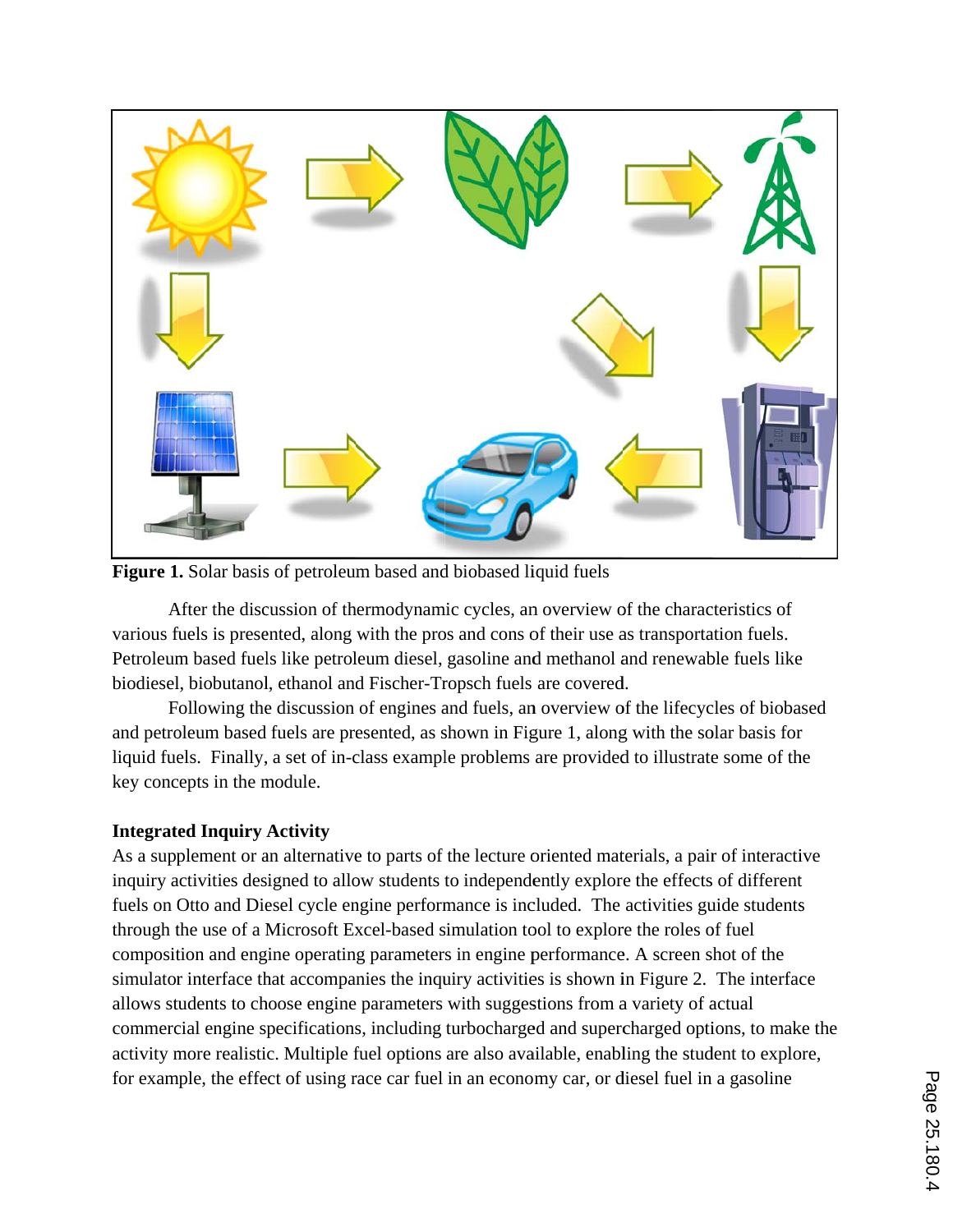**Figure 1.** Solar basis of petroleum based and biobased liquid fuels

After the discussion of thermodynamic cycles, an overview of the characteristics of various fuels is presented, along with the pros and cons of their use as transportation fuels. Petroleum based fuels like petroleum diesel, gasoline and methanol and renewable fuels like biodiesel, biobutanol, ethanol and Fischer-Tropsch fuels are covered.

Following the discussion of engines and fuels, an overview of the lifecycles of biobased and petroleum based fuels are presented, as shown in Figure 1, along with the solar basis for liquid fuels. Finally, a set of in-class example problems are provided to illustrate some of the key concepts in the module.

**Integrated Inquiry Activity**

As a supplement or an alternative to parts of the lecture oriented materials, a pair of interactive inquiry activities designed to allow students to independently explore the effects of different fuels on Otto and Diesel cycle engine performance is included. The activities guide students through the use of a Microsoft Excel-based simulation tool to explore the roles of fuel composition and engine operating parameters in engine performance. A screen shot of the simulator interface that accompanies the inquiry activities is shown in Figure 2. The interface allows students to choose engine parameters with suggestions from a variety of actual commercial engine specifications, including turbocharged and supercharged options, to make the activity more realistic. Multiple fuel options are also available, enabling the student to explore, for example, the effect of using race car fuel in an economy car, or diesel fuel in a gasoline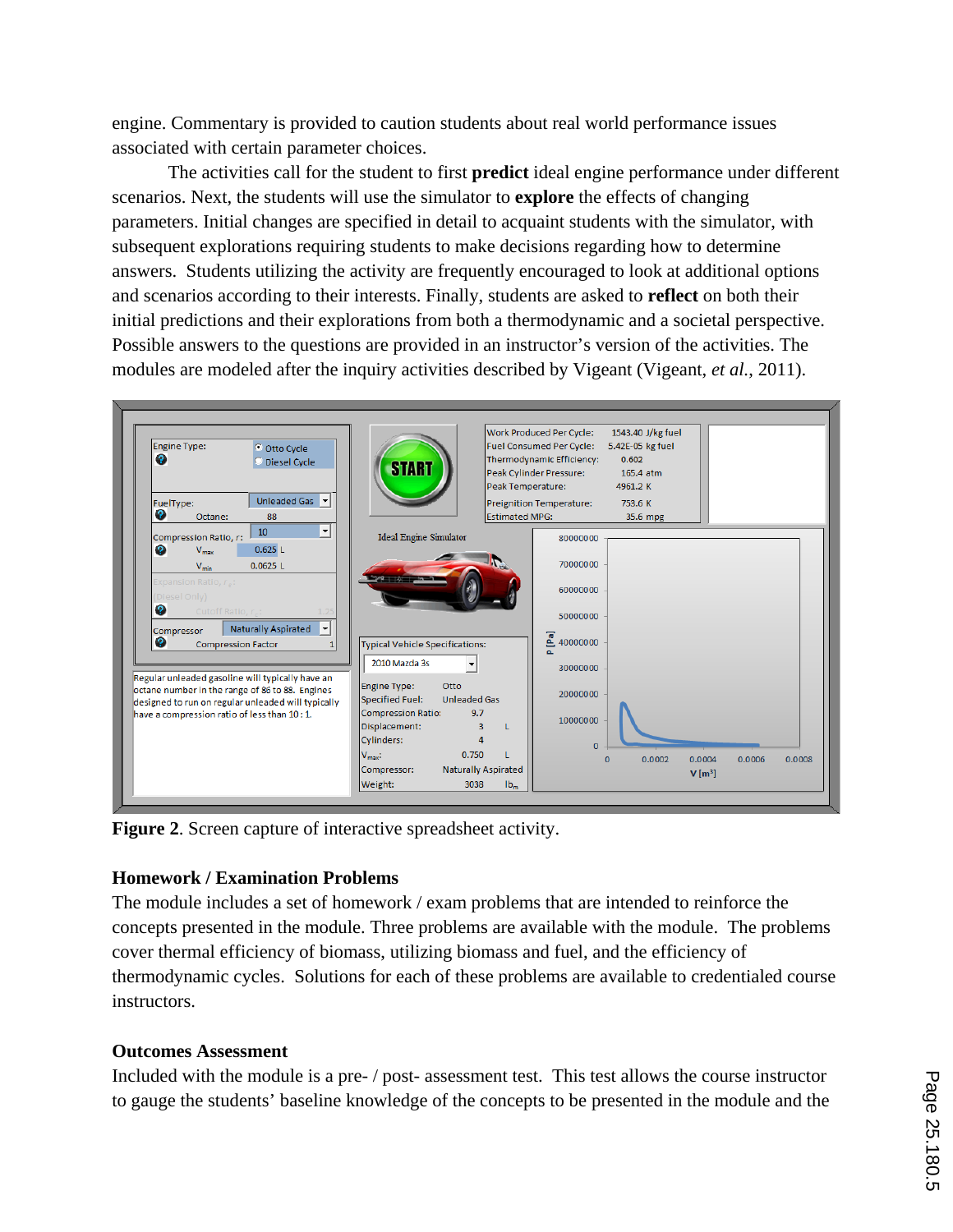engine. Commentary is provided to caution students about real world performance issues associated with certain parameter choices.

The activities call for the student to first **predict** ideal engine performance under different scenarios. Next, the students will use the simulator to **explore** the effects of changing parameters. Initial changes are specified in detail to acquaint students with the simulator, with subsequent explorations requiring students to make decisions regarding how to determine answers. Students utilizing the activity are frequently encouraged to look at additional options and scenarios according to their interests. Finally, students are asked to **reflect** on both their initial predictions and their explorations from both a thermodynamic and a societal perspective. Possible answers to the questions are provided in an instructor's version of the activities. The modules are modeled after the inquiry activities described by Vigeant (Vigeant, *et al.*, 2011).

**Figure 2**. Screen capture of interactive spreadsheet activity.

### Homework / Examination Problems

The module includes a set of homework / exam problems that are intended to reinforce the concepts presented in the module. Three problems are available with the module. The problems cover thermal efficiency of biomass, utilizing biomass and fuel, and the efficiency of thermodynamic cycles. Solutions for each of these problems are available to credentialed course instructors.

### Outcomes Assessment

Included with the module is a pre- / post- assessment test. This test allows the course instructor to gauge the students' baseline knowledge of the concepts to be presented in the module and the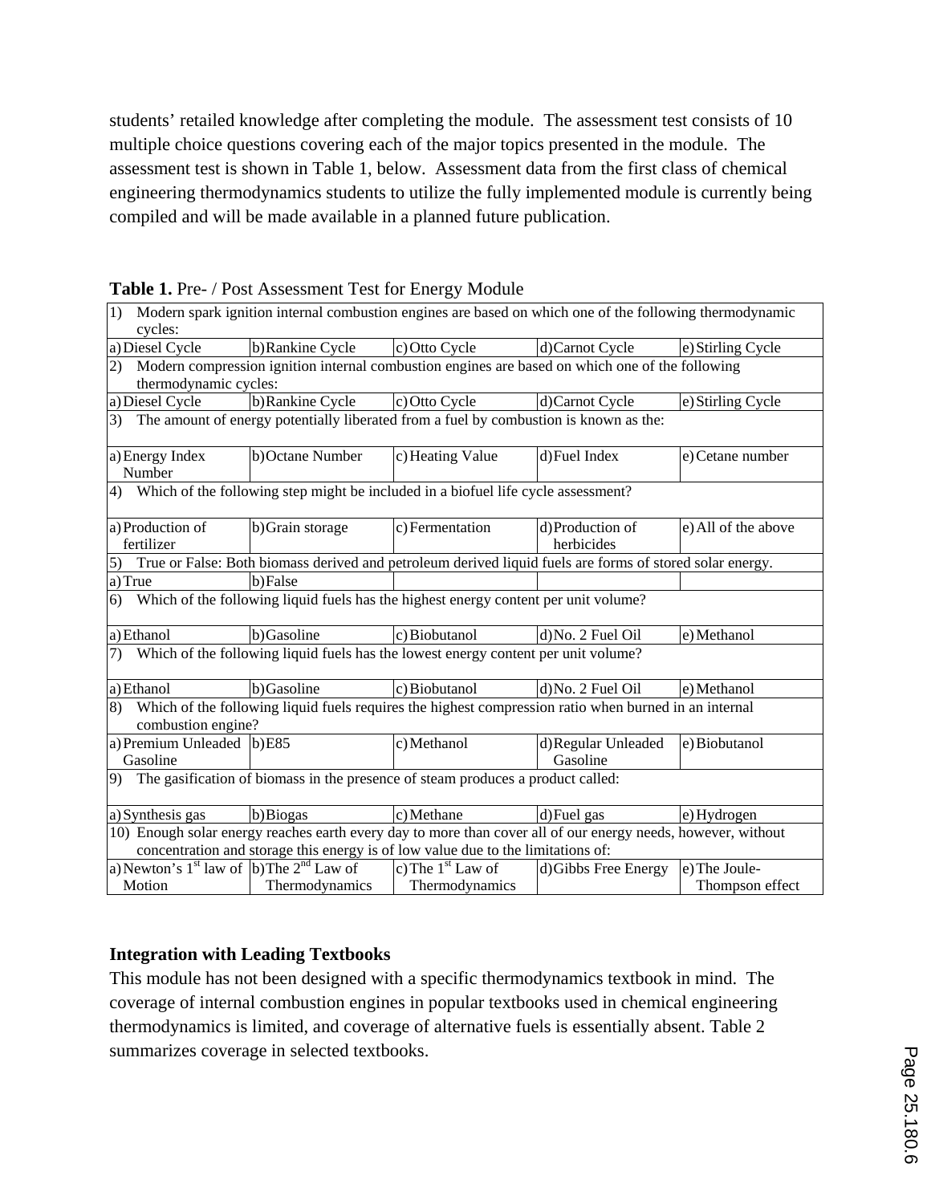students' retailed knowledge after completing the module. The assessment test consists of 10 multiple choice questions covering each of the major topics presented in the module. The assessment test is shown in Table 1, below. Assessment data from the first class of chemical engineering thermodynamics students to utilize the fully implemented module is currently being compiled and will be made available in a planned future publication.

**Table 1.** Pre- / Post Assessment Test for Energy Module

| | | | | |
|---|---|---|---|---|
| 1) Modern spark ignition internal combustion engines are based on which one of the following thermodynamic cycles: | | | | |
| a) Diesel Cycle | b) Rankine Cycle | c) Otto Cycle | d) Carnot Cycle | e) Stirling Cycle |
| 2) Modern compression ignition internal combustion engines are based on which one of the following thermodynamic cycles: | | | | |
| a) Diesel Cycle | b) Rankine Cycle | c) Otto Cycle | d) Carnot Cycle | e) Stirling Cycle |
| 3) The amount of energy potentially liberated from a fuel by combustion is known as the: | | | | |
| a) Energy Index Number | b) Octane Number | c) Heating Value | d) Fuel Index | e) Cetane number |
| 4) Which of the following step might be included in a biofuel life cycle assessment? | | | | |
| a) Production of fertilizer | b) Grain storage | c) Fermentation | d) Production of herbicides | e) All of the above |
| 5) True or False: Both biomass derived and petroleum derived liquid fuels are forms of stored solar energy. | | | | |
| a) True | b) False | | | |
| 6) Which of the following liquid fuels has the highest energy content per unit volume? | | | | |
| a) Ethanol | b) Gasoline | c) Biobutanol | d) No. 2 Fuel Oil | e) Methanol |
| 7) Which of the following liquid fuels has the lowest energy content per unit volume? | | | | |
| a) Ethanol | b) Gasoline | c) Biobutanol | d) No. 2 Fuel Oil | e) Methanol |
| 8) Which of the following liquid fuels requires the highest compression ratio when burned in an internal combustion engine? | | | | |
| a) Premium Unleaded Gasoline | b) E85 | c) Methanol | d) Regular Unleaded Gasoline | e) Biobutanol |
| 9) The gasification of biomass in the presence of steam produces a product called: | | | | |
| a) Synthesis gas | b) Biogas | c) Methane | d) Fuel gas | e) Hydrogen |
| 10) Enough solar energy reaches earth every day to more than cover all of our energy needs, however, without concentration and storage this energy is of low value due to the limitations of: | | | | |
| a) Newton's 1st law of Motion | b) The 2nd Law of Thermodynamics | c) The 1st Law of Thermodynamics | d) Gibbs Free Energy | e) The Joule-Thompson effect |

**Integration with Leading Textbooks**

This module has not been designed with a specific thermodynamics textbook in mind. The coverage of internal combustion engines in popular textbooks used in chemical engineering thermodynamics is limited, and coverage of alternative fuels is essentially absent. Table 2 summarizes coverage in selected textbooks.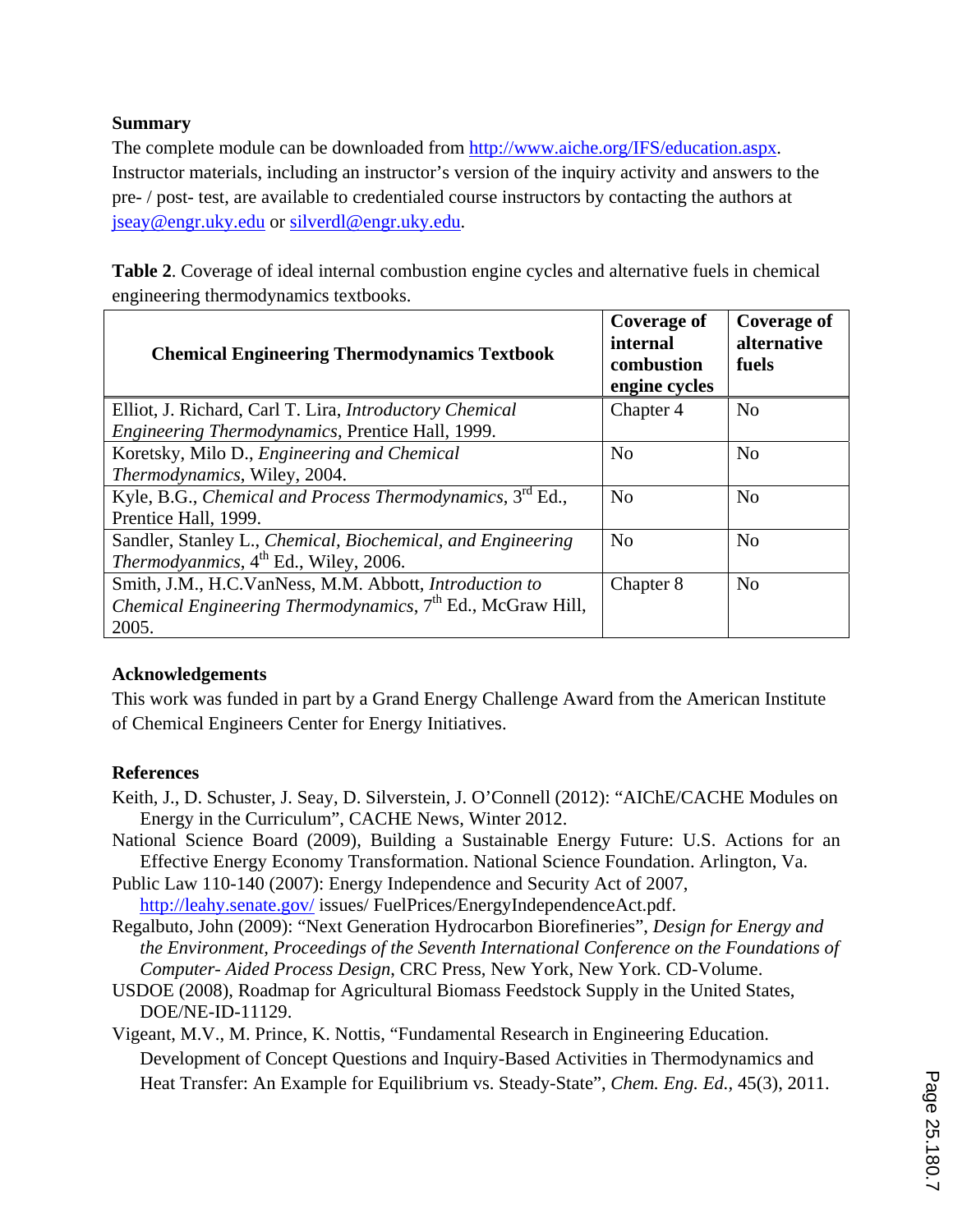## Summary

The complete module can be downloaded from http://www.aiche.org/IFS/education.aspx. Instructor materials, including an instructor's version of the inquiry activity and answers to the pre- / post- test, are available to credentialed course instructors by contacting the authors at jseay@engr.uky.edu or silverdl@engr.uky.edu.

**Table 2**. Coverage of ideal internal combustion engine cycles and alternative fuels in chemical engineering thermodynamics textbooks.

| Chemical Engineering Thermodynamics Textbook | Coverage of internal combustion engine cycles | Coverage of alternative fuels |
|---|---|---|
| Elliot, J. Richard, Carl T. Lira, *Introductory Chemical Engineering Thermodynamics*, Prentice Hall, 1999. | Chapter 4 | No |
| Koretsky, Milo D., *Engineering and Chemical Thermodynamics*, Wiley, 2004. | No | No |
| Kyle, B.G., *Chemical and Process Thermodynamics*, 3rd Ed., Prentice Hall, 1999. | No | No |
| Sandler, Stanley L., *Chemical, Biochemical, and Engineering Thermodyanmics*, 4th Ed., Wiley, 2006. | No | No |
| Smith, J.M., H.C.VanNess, M.M. Abbott, *Introduction to Chemical Engineering Thermodynamics*, 7th Ed., McGraw Hill, 2005. | Chapter 8 | No |

## Acknowledgements

This work was funded in part by a Grand Energy Challenge Award from the American Institute of Chemical Engineers Center for Energy Initiatives.

## References

Keith, J., D. Schuster, J. Seay, D. Silverstein, J. O'Connell (2012): "AIChE/CACHE Modules on Energy in the Curriculum", CACHE News, Winter 2012.

National Science Board (2009), Building a Sustainable Energy Future: U.S. Actions for an Effective Energy Economy Transformation. National Science Foundation. Arlington, Va.

Public Law 110-140 (2007): Energy Independence and Security Act of 2007, http://leahy.senate.gov/ issues/ FuelPrices/EnergyIndependenceAct.pdf.

Regalbuto, John (2009): "Next Generation Hydrocarbon Biorefineries", *Design for Energy and the Environment, Proceedings of the Seventh International Conference on the Foundations of Computer- Aided Process Design*, CRC Press, New York, New York. CD-Volume.

USDOE (2008), Roadmap for Agricultural Biomass Feedstock Supply in the United States, DOE/NE-ID-11129.

Vigeant, M.V., M. Prince, K. Nottis, "Fundamental Research in Engineering Education. Development of Concept Questions and Inquiry-Based Activities in Thermodynamics and Heat Transfer: An Example for Equilibrium vs. Steady-State", *Chem. Eng. Ed.*, 45(3), 2011.